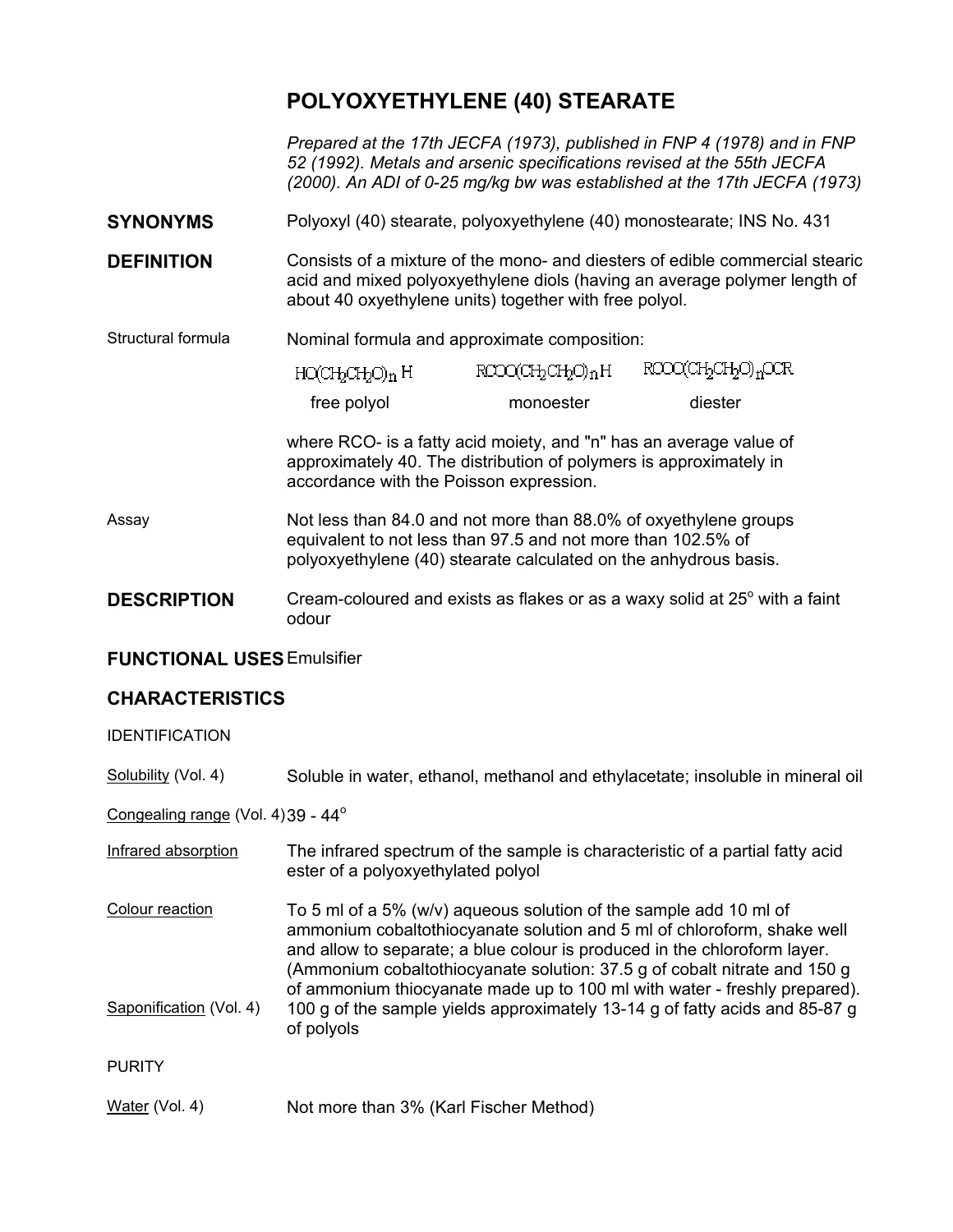# POLYOXYETHYLENE (40) STEARATE

*Prepared at the 17th JECFA (1973), published in FNP 4 (1978) and in FNP 52 (1992). Metals and arsenic specifications revised at the 55th JECFA (2000). An ADI of 0-25 mg/kg bw was established at the 17th JECFA (1973)*

**SYNONYMS** Polyoxyl (40) stearate, polyoxyethylene (40) monostearate; INS No. 431

**DEFINITION** Consists of a mixture of the mono- and diesters of edible commercial stearic acid and mixed polyoxyethylene diols (having an average polymer length of about 40 oxyethylene units) together with free polyol.

Structural formula: Nominal formula and approximate composition:

| $HO(CH_2CH_2O)_nH$ | $RCOO(CH_2CH_2O)_nH$ | $RCOO(CH_2CH_2O)_nOCR$ |
|---|---|---|
| free polyol | monoester | diester |

where RCO- is a fatty acid moiety, and "n" has an average value of approximately 40. The distribution of polymers is approximately in accordance with the Poisson expression.

Assay: Not less than 84.0 and not more than 88.0% of oxyethylene groups equivalent to not less than 97.5 and not more than 102.5% of polyoxyethylene (40) stearate calculated on the anhydrous basis.

**DESCRIPTION** Cream-coloured and exists as flakes or as a waxy solid at 25° with a faint odour

**FUNCTIONAL USES** Emulsifier

## CHARACTERISTICS

IDENTIFICATION

Solubility (Vol. 4): Soluble in water, ethanol, methanol and ethylacetate; insoluble in mineral oil

Congealing range (Vol. 4): 39 - 44°

Infrared absorption: The infrared spectrum of the sample is characteristic of a partial fatty acid ester of a polyoxyethylated polyol

Colour reaction: To 5 ml of a 5% (w/v) aqueous solution of the sample add 10 ml of ammonium cobaltothiocyanate solution and 5 ml of chloroform, shake well and allow to separate; a blue colour is produced in the chloroform layer. (Ammonium cobaltothiocyanate solution: 37.5 g of cobalt nitrate and 150 g of ammonium thiocyanate made up to 100 ml with water - freshly prepared).

Saponification (Vol. 4): 100 g of the sample yields approximately 13-14 g of fatty acids and 85-87 g of polyols

PURITY

Water (Vol. 4): Not more than 3% (Karl Fischer Method)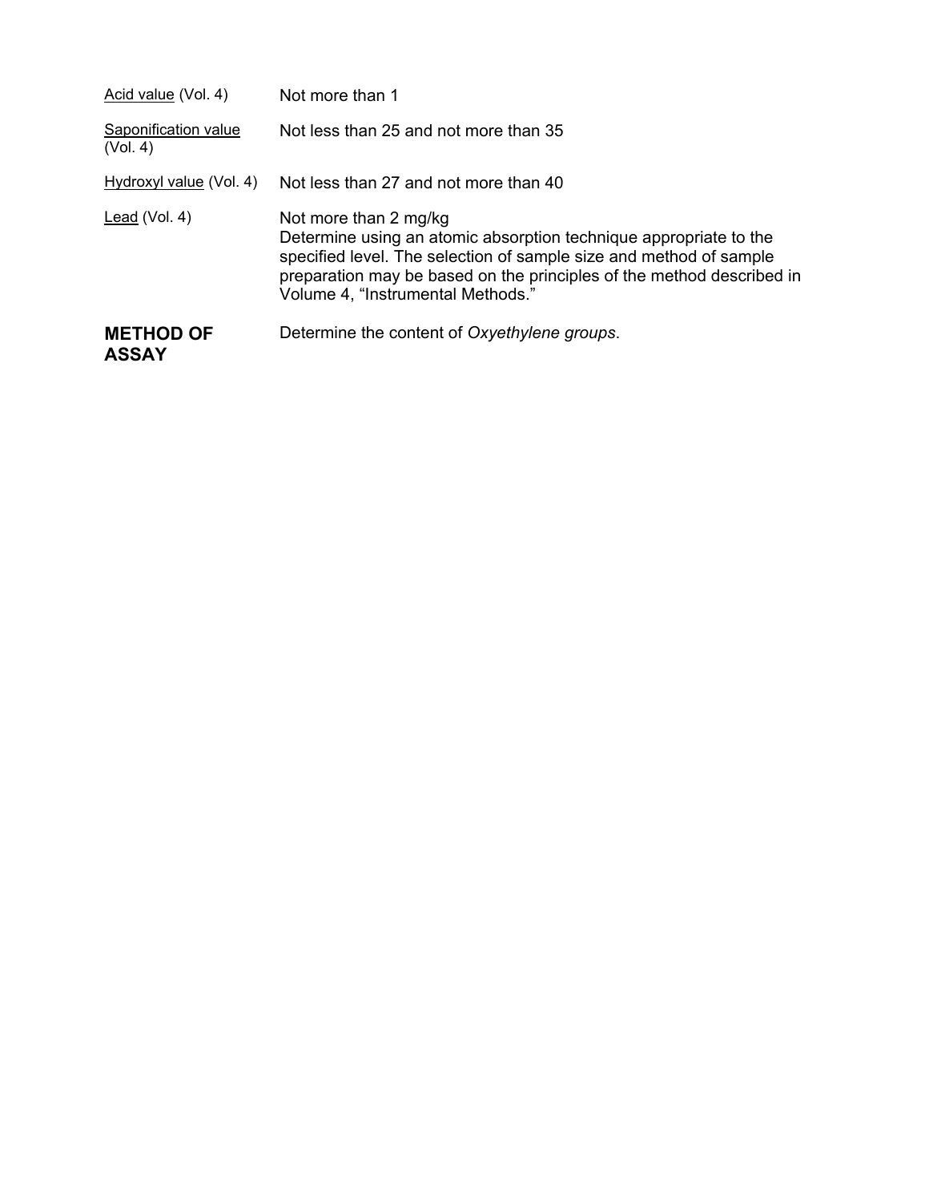| | |
|---|---|
| Acid value (Vol. 4) | Not more than 1 |
| Saponification value (Vol. 4) | Not less than 25 and not more than 35 |
| Hydroxyl value (Vol. 4) | Not less than 27 and not more than 40 |
| Lead (Vol. 4) | Not more than 2 mg/kg<br>Determine using an atomic absorption technique appropriate to the specified level. The selection of sample size and method of sample preparation may be based on the principles of the method described in Volume 4, "Instrumental Methods." |

**METHOD OF ASSAY**

Determine the content of *Oxyethylene groups*.